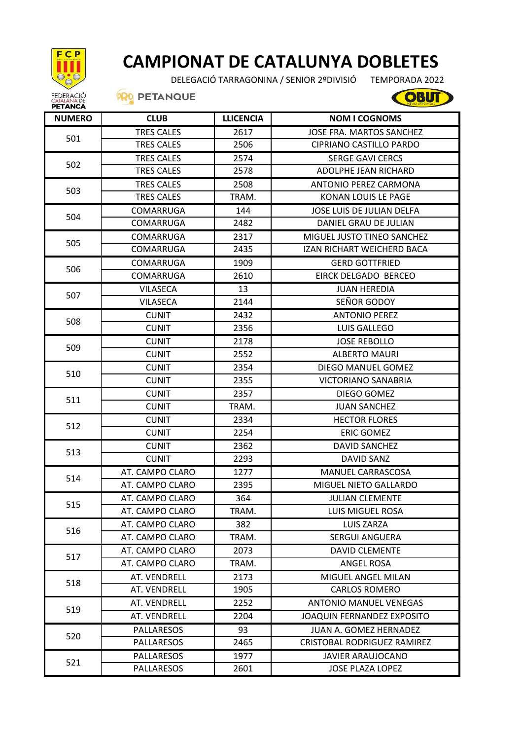# CAMPIONAT DE CATALUNYA DOBLETES

DELEGACIÓ TARRAGONINA / SENIOR 2ºDIVISIÓ TEMPORADA 2022

FEDERACIÓ CATALANA DE PETANCA

PRO PETANQUE

OBUT

| NUMERO | CLUB | LLICENCIA | NOM I COGNOMS |
|---|---|---|---|
| 501 | TRES CALES | 2617 | JOSE FRA. MARTOS SANCHEZ |
| | TRES CALES | 2506 | CIPRIANO CASTILLO PARDO |
| 502 | TRES CALES | 2574 | SERGE GAVI CERCS |
| | TRES CALES | 2578 | ADOLPHE JEAN RICHARD |
| 503 | TRES CALES | 2508 | ANTONIO PEREZ CARMONA |
| | TRES CALES | TRAM. | KONAN LOUIS LE PAGE |
| 504 | COMARRUGA | 144 | JOSE LUIS DE JULIAN DELFA |
| | COMARRUGA | 2482 | DANIEL GRAU DE JULIAN |
| 505 | COMARRUGA | 2317 | MIGUEL JUSTO TINEO SANCHEZ |
| | COMARRUGA | 2435 | IZAN RICHART WEICHERD BACA |
| 506 | COMARRUGA | 1909 | GERD GOTTFRIED |
| | COMARRUGA | 2610 | EIRCK DELGADO BERCEO |
| 507 | VILASECA | 13 | JUAN HEREDIA |
| | VILASECA | 2144 | SEÑOR GODOY |
| 508 | CUNIT | 2432 | ANTONIO PEREZ |
| | CUNIT | 2356 | LUIS GALLEGO |
| 509 | CUNIT | 2178 | JOSE REBOLLO |
| | CUNIT | 2552 | ALBERTO MAURI |
| 510 | CUNIT | 2354 | DIEGO MANUEL GOMEZ |
| | CUNIT | 2355 | VICTORIANO SANABRIA |
| 511 | CUNIT | 2357 | DIEGO GOMEZ |
| | CUNIT | TRAM. | JUAN SANCHEZ |
| 512 | CUNIT | 2334 | HECTOR FLORES |
| | CUNIT | 2254 | ERIC GOMEZ |
| 513 | CUNIT | 2362 | DAVID SANCHEZ |
| | CUNIT | 2293 | DAVID SANZ |
| 514 | AT. CAMPO CLARO | 1277 | MANUEL CARRASCOSA |
| | AT. CAMPO CLARO | 2395 | MIGUEL NIETO GALLARDO |
| 515 | AT. CAMPO CLARO | 364 | JULIAN CLEMENTE |
| | AT. CAMPO CLARO | TRAM. | LUIS MIGUEL ROSA |
| 516 | AT. CAMPO CLARO | 382 | LUIS ZARZA |
| | AT. CAMPO CLARO | TRAM. | SERGUI ANGUERA |
| 517 | AT. CAMPO CLARO | 2073 | DAVID CLEMENTE |
| | AT. CAMPO CLARO | TRAM. | ANGEL ROSA |
| 518 | AT. VENDRELL | 2173 | MIGUEL ANGEL MILAN |
| | AT. VENDRELL | 1905 | CARLOS ROMERO |
| 519 | AT. VENDRELL | 2252 | ANTONIO MANUEL VENEGAS |
| | AT. VENDRELL | 2204 | JOAQUIN FERNANDEZ EXPOSITO |
| 520 | PALLARESOS | 93 | JUAN A. GOMEZ HERNADEZ |
| | PALLARESOS | 2465 | CRISTOBAL RODRIGUEZ RAMIREZ |
| 521 | PALLARESOS | 1977 | JAVIER ARAUJOCANO |
| | PALLARESOS | 2601 | JOSE PLAZA LOPEZ |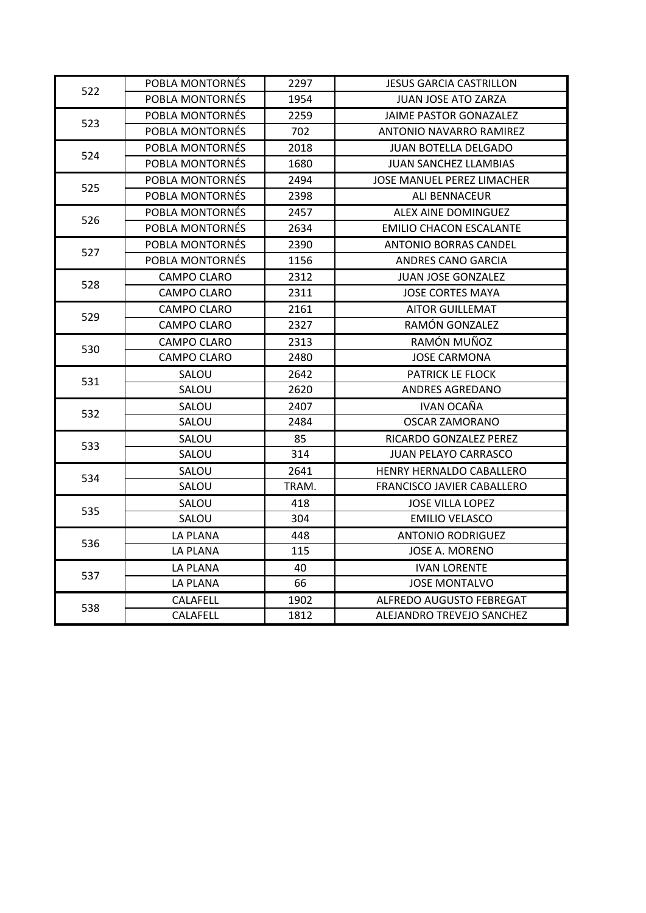| | | | |
|---|---|---|---|
| 522 | POBLA MONTORNÉS | 2297 | JESUS GARCIA CASTRILLON |
| | POBLA MONTORNÉS | 1954 | JUAN JOSE ATO ZARZA |
| 523 | POBLA MONTORNÉS | 2259 | JAIME PASTOR GONAZALEZ |
| | POBLA MONTORNÉS | 702 | ANTONIO NAVARRO RAMIREZ |
| 524 | POBLA MONTORNÉS | 2018 | JUAN BOTELLA DELGADO |
| | POBLA MONTORNÉS | 1680 | JUAN SANCHEZ LLAMBIAS |
| 525 | POBLA MONTORNÉS | 2494 | JOSE MANUEL PEREZ LIMACHER |
| | POBLA MONTORNÉS | 2398 | ALI BENNACEUR |
| 526 | POBLA MONTORNÉS | 2457 | ALEX AINE DOMINGUEZ |
| | POBLA MONTORNÉS | 2634 | EMILIO CHACON ESCALANTE |
| 527 | POBLA MONTORNÉS | 2390 | ANTONIO BORRAS CANDEL |
| | POBLA MONTORNÉS | 1156 | ANDRES CANO GARCIA |
| 528 | CAMPO CLARO | 2312 | JUAN JOSE GONZALEZ |
| | CAMPO CLARO | 2311 | JOSE CORTES MAYA |
| 529 | CAMPO CLARO | 2161 | AITOR GUILLEMAT |
| | CAMPO CLARO | 2327 | RAMÓN GONZALEZ |
| 530 | CAMPO CLARO | 2313 | RAMÓN MUÑOZ |
| | CAMPO CLARO | 2480 | JOSE CARMONA |
| 531 | SALOU | 2642 | PATRICK LE FLOCK |
| | SALOU | 2620 | ANDRES AGREDANO |
| 532 | SALOU | 2407 | IVAN OCAÑA |
| | SALOU | 2484 | OSCAR ZAMORANO |
| 533 | SALOU | 85 | RICARDO GONZALEZ PEREZ |
| | SALOU | 314 | JUAN PELAYO CARRASCO |
| 534 | SALOU | 2641 | HENRY HERNALDO CABALLERO |
| | SALOU | TRAM. | FRANCISCO JAVIER CABALLERO |
| 535 | SALOU | 418 | JOSE VILLA LOPEZ |
| | SALOU | 304 | EMILIO VELASCO |
| 536 | LA PLANA | 448 | ANTONIO RODRIGUEZ |
| | LA PLANA | 115 | JOSE A. MORENO |
| 537 | LA PLANA | 40 | IVAN LORENTE |
| | LA PLANA | 66 | JOSE MONTALVO |
| 538 | CALAFELL | 1902 | ALFREDO AUGUSTO FEBREGAT |
| | CALAFELL | 1812 | ALEJANDRO TREVEJO SANCHEZ |